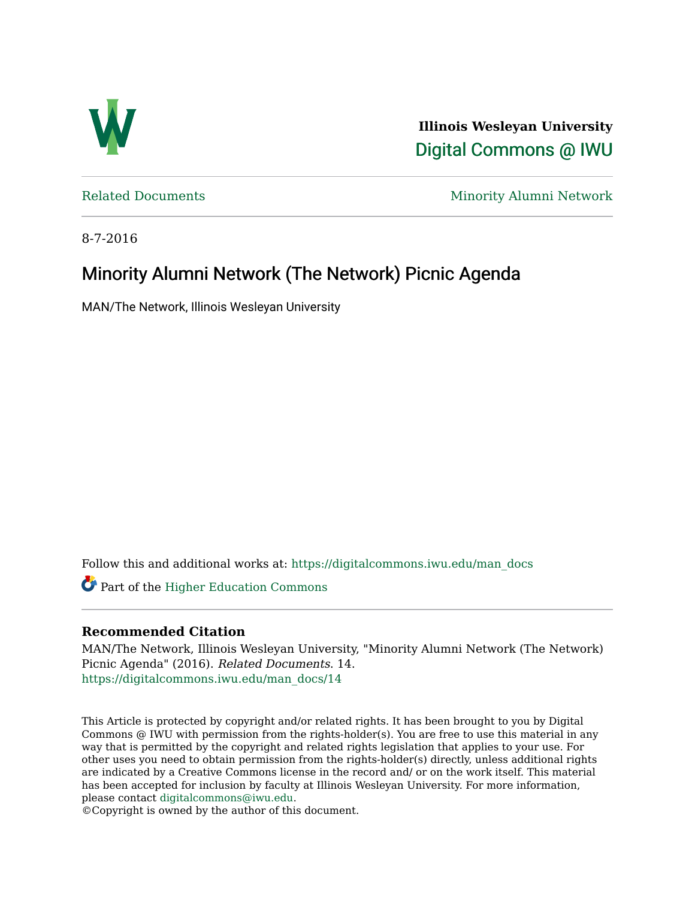Illinois Wesleyan University

Digital Commons @ IWU

Related Documents

Minority Alumni Network

8-7-2016

# Minority Alumni Network (The Network) Picnic Agenda

MAN/The Network, Illinois Wesleyan University

Follow this and additional works at: https://digitalcommons.iwu.edu/man_docs

Part of the Higher Education Commons

## Recommended Citation

MAN/The Network, Illinois Wesleyan University, "Minority Alumni Network (The Network) Picnic Agenda" (2016). *Related Documents*. 14.
https://digitalcommons.iwu.edu/man_docs/14

This Article is protected by copyright and/or related rights. It has been brought to you by Digital Commons @ IWU with permission from the rights-holder(s). You are free to use this material in any way that is permitted by the copyright and related rights legislation that applies to your use. For other uses you need to obtain permission from the rights-holder(s) directly, unless additional rights are indicated by a Creative Commons license in the record and/ or on the work itself. This material has been accepted for inclusion by faculty at Illinois Wesleyan University. For more information, please contact digitalcommons@iwu.edu.
©Copyright is owned by the author of this document.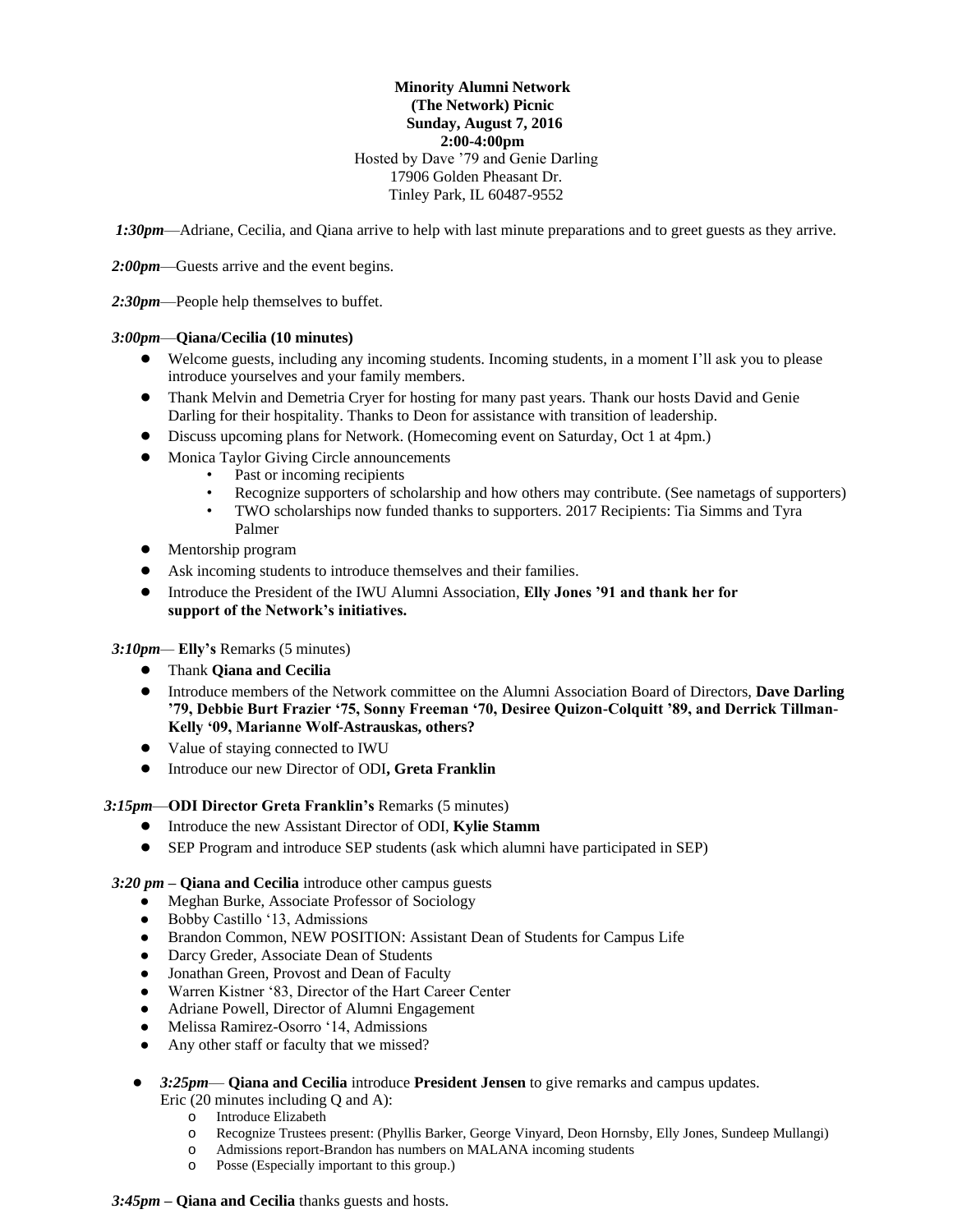**Minority Alumni Network**
**(The Network) Picnic**
**Sunday, August 7, 2016**
**2:00-4:00pm**
Hosted by Dave '79 and Genie Darling
17906 Golden Pheasant Dr.
Tinley Park, IL 60487-9552

***1:30pm***—Adriane, Cecilia, and Qiana arrive to help with last minute preparations and to greet guests as they arrive.

***2:00pm***—Guests arrive and the event begins.

***2:30pm***—People help themselves to buffet.

***3:00pm***—**Qiana/Cecilia (10 minutes)**

- Welcome guests, including any incoming students. Incoming students, in a moment I'll ask you to please introduce yourselves and your family members.
- Thank Melvin and Demetria Cryer for hosting for many past years. Thank our hosts David and Genie Darling for their hospitality. Thanks to Deon for assistance with transition of leadership.
- Discuss upcoming plans for Network. (Homecoming event on Saturday, Oct 1 at 4pm.)
- Monica Taylor Giving Circle announcements
  - Past or incoming recipients
  - Recognize supporters of scholarship and how others may contribute. (See nametags of supporters)
  - TWO scholarships now funded thanks to supporters. 2017 Recipients: Tia Simms and Tyra Palmer
- Mentorship program
- Ask incoming students to introduce themselves and their families.
- Introduce the President of the IWU Alumni Association, **Elly Jones '91 and thank her for support of the Network's initiatives.**

***3:10pm***— **Elly's** Remarks (5 minutes)

- Thank **Qiana and Cecilia**
- Introduce members of the Network committee on the Alumni Association Board of Directors, **Dave Darling '79, Debbie Burt Frazier '75, Sonny Freeman '70, Desiree Quizon-Colquitt '89, and Derrick Tillman-Kelly '09, Marianne Wolf-Astrauskas, others?**
- Value of staying connected to IWU
- Introduce our new Director of ODI**, Greta Franklin**

***3:15pm***—**ODI Director Greta Franklin's** Remarks (5 minutes)

- Introduce the new Assistant Director of ODI, **Kylie Stamm**
- SEP Program and introduce SEP students (ask which alumni have participated in SEP)

***3:20 pm*** **– Qiana and Cecilia** introduce other campus guests

- Meghan Burke, Associate Professor of Sociology
- Bobby Castillo '13, Admissions
- Brandon Common, NEW POSITION: Assistant Dean of Students for Campus Life
- Darcy Greder, Associate Dean of Students
- Jonathan Green, Provost and Dean of Faculty
- Warren Kistner '83, Director of the Hart Career Center
- Adriane Powell, Director of Alumni Engagement
- Melissa Ramirez-Osorro '14, Admissions
- Any other staff or faculty that we missed?

- ***3:25pm***— **Qiana and Cecilia** introduce **President Jensen** to give remarks and campus updates.
  Eric (20 minutes including Q and A):
  - Introduce Elizabeth
  - Recognize Trustees present: (Phyllis Barker, George Vinyard, Deon Hornsby, Elly Jones, Sundeep Mullangi)
  - Admissions report-Brandon has numbers on MALANA incoming students
  - Posse (Especially important to this group.)

***3:45pm*** **– Qiana and Cecilia** thanks guests and hosts.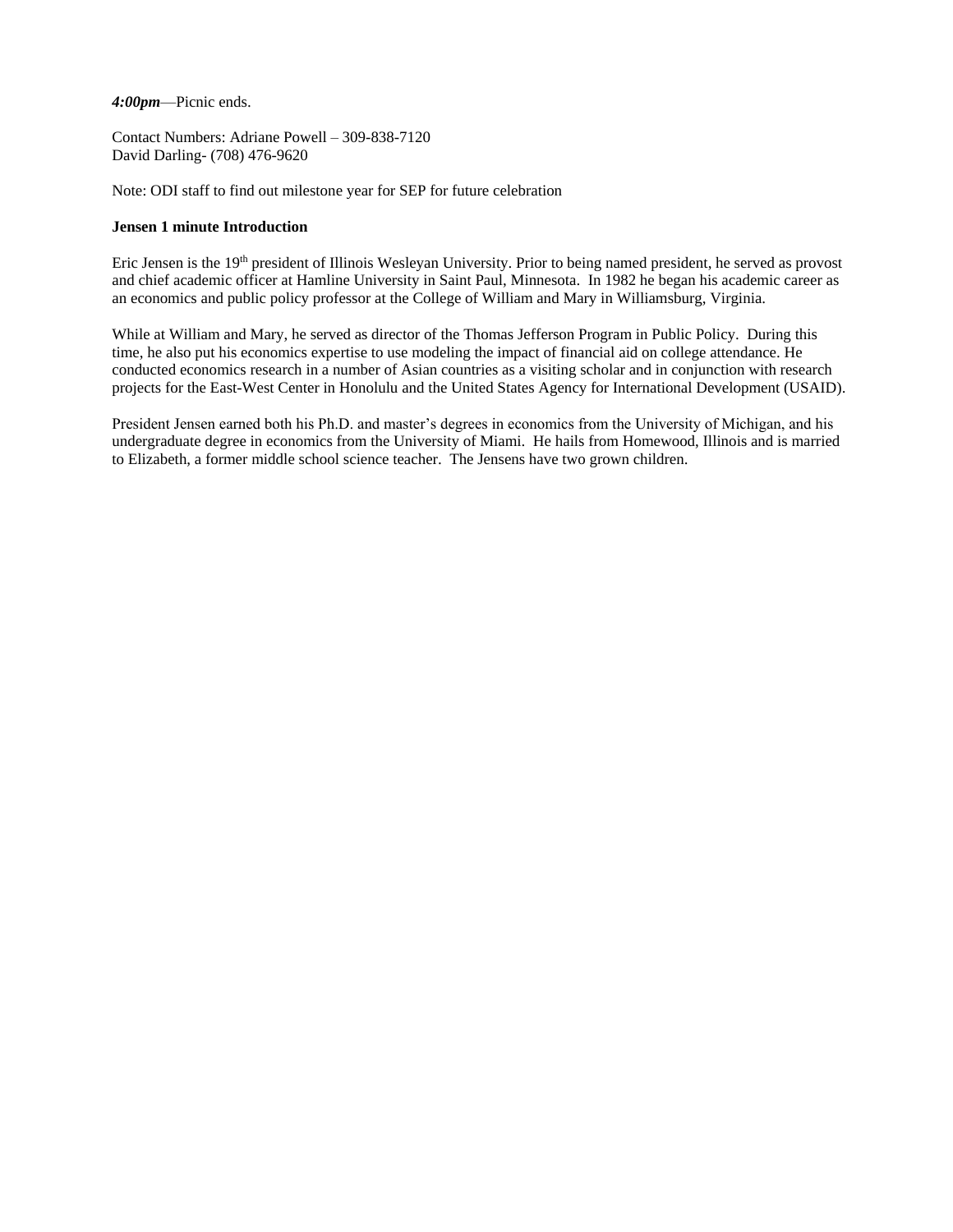***4:00pm***—Picnic ends.

Contact Numbers: Adriane Powell – 309-838-7120
David Darling- (708) 476-9620

Note: ODI staff to find out milestone year for SEP for future celebration

**Jensen 1 minute Introduction**

Eric Jensen is the 19th president of Illinois Wesleyan University. Prior to being named president, he served as provost and chief academic officer at Hamline University in Saint Paul, Minnesota. In 1982 he began his academic career as an economics and public policy professor at the College of William and Mary in Williamsburg, Virginia.

While at William and Mary, he served as director of the Thomas Jefferson Program in Public Policy. During this time, he also put his economics expertise to use modeling the impact of financial aid on college attendance. He conducted economics research in a number of Asian countries as a visiting scholar and in conjunction with research projects for the East-West Center in Honolulu and the United States Agency for International Development (USAID).

President Jensen earned both his Ph.D. and master's degrees in economics from the University of Michigan, and his undergraduate degree in economics from the University of Miami. He hails from Homewood, Illinois and is married to Elizabeth, a former middle school science teacher. The Jensens have two grown children.